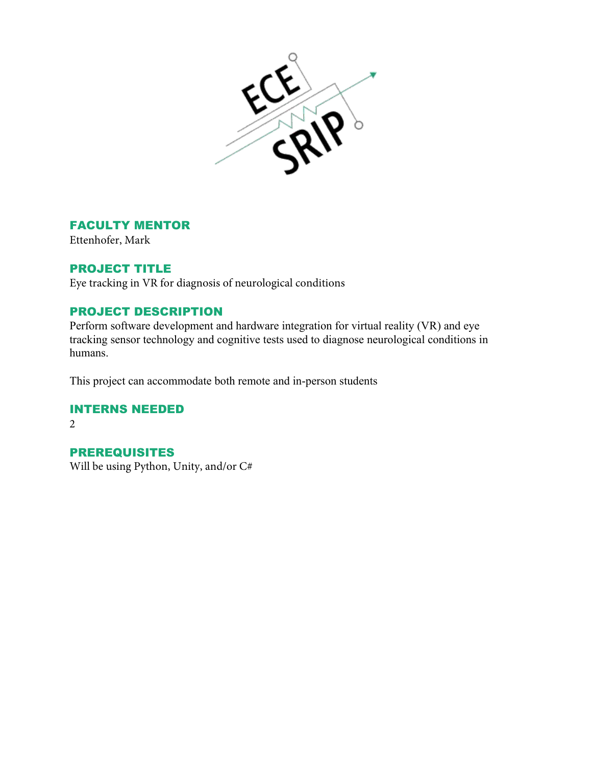## FACULTY MENTOR

Ettenhofer, Mark

## PROJECT TITLE

Eye tracking in VR for diagnosis of neurological conditions

## PROJECT DESCRIPTION

Perform software development and hardware integration for virtual reality (VR) and eye tracking sensor technology and cognitive tests used to diagnose neurological conditions in humans.

This project can accommodate both remote and in-person students

## INTERNS NEEDED

2

## PREREQUISITES

Will be using Python, Unity, and/or C#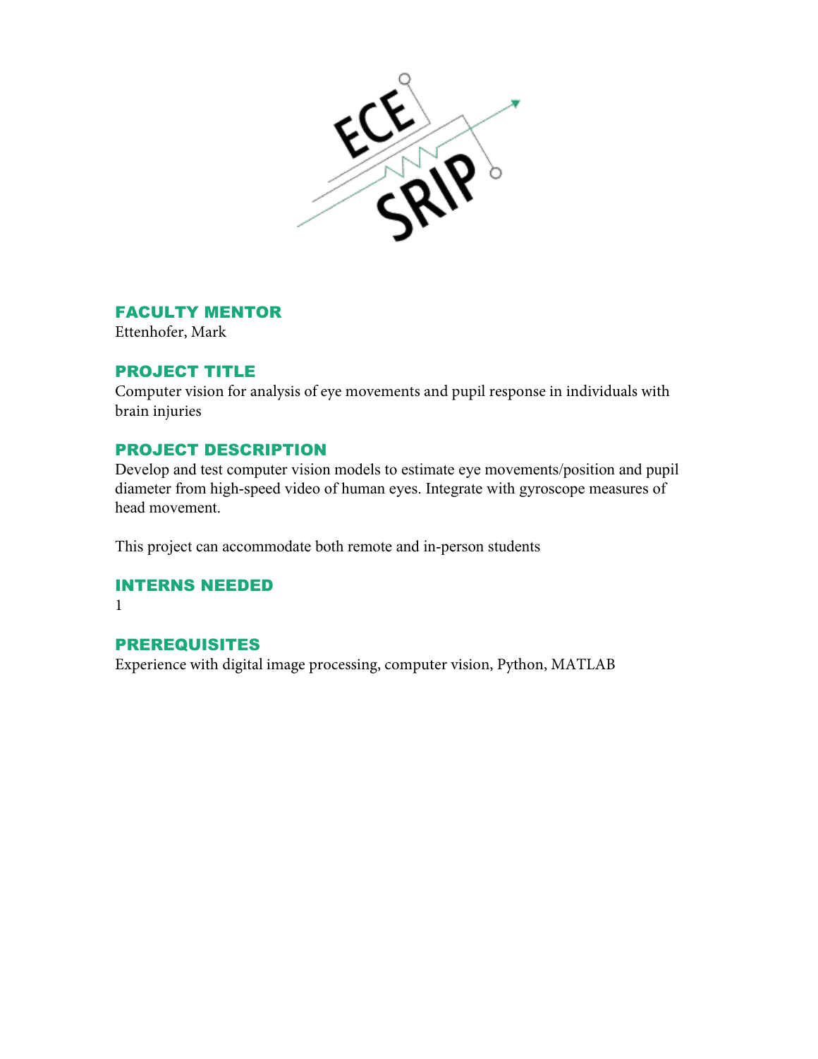## FACULTY MENTOR

Ettenhofer, Mark

## PROJECT TITLE

Computer vision for analysis of eye movements and pupil response in individuals with brain injuries

## PROJECT DESCRIPTION

Develop and test computer vision models to estimate eye movements/position and pupil diameter from high-speed video of human eyes. Integrate with gyroscope measures of head movement.

This project can accommodate both remote and in-person students

## INTERNS NEEDED

1

## PREREQUISITES

Experience with digital image processing, computer vision, Python, MATLAB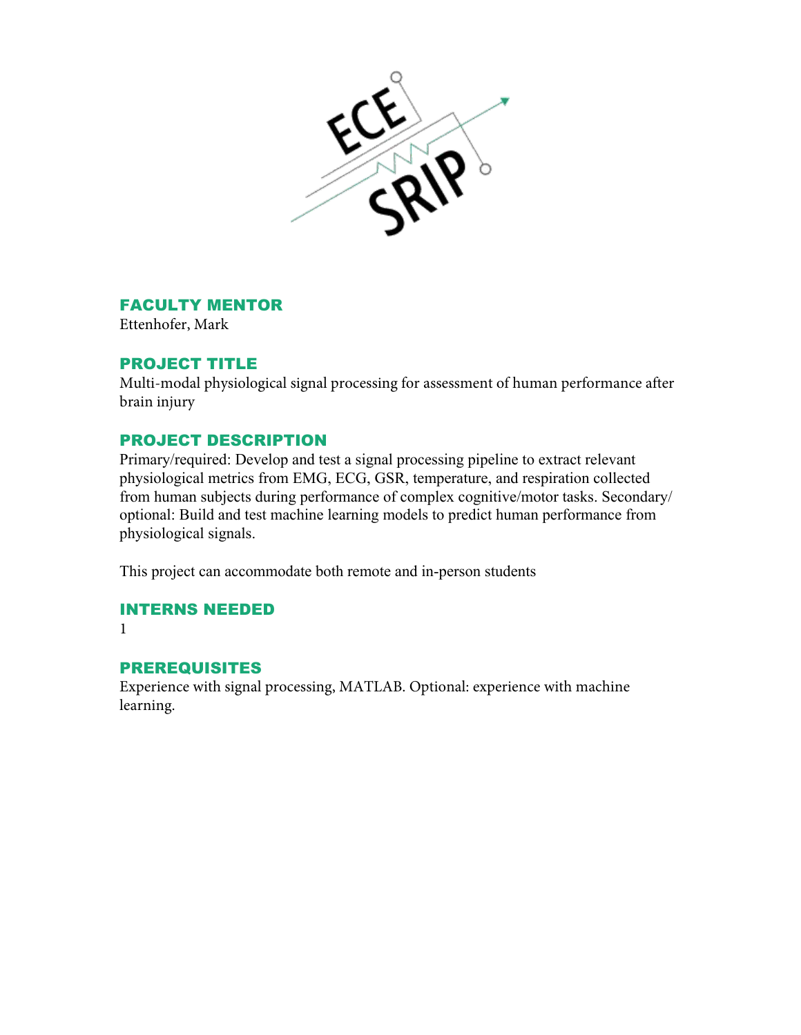## FACULTY MENTOR

Ettenhofer, Mark

## PROJECT TITLE

Multi-modal physiological signal processing for assessment of human performance after brain injury

## PROJECT DESCRIPTION

Primary/required: Develop and test a signal processing pipeline to extract relevant physiological metrics from EMG, ECG, GSR, temperature, and respiration collected from human subjects during performance of complex cognitive/motor tasks. Secondary/optional: Build and test machine learning models to predict human performance from physiological signals.

This project can accommodate both remote and in-person students

## INTERNS NEEDED

1

## PREREQUISITES

Experience with signal processing, MATLAB. Optional: experience with machine learning.